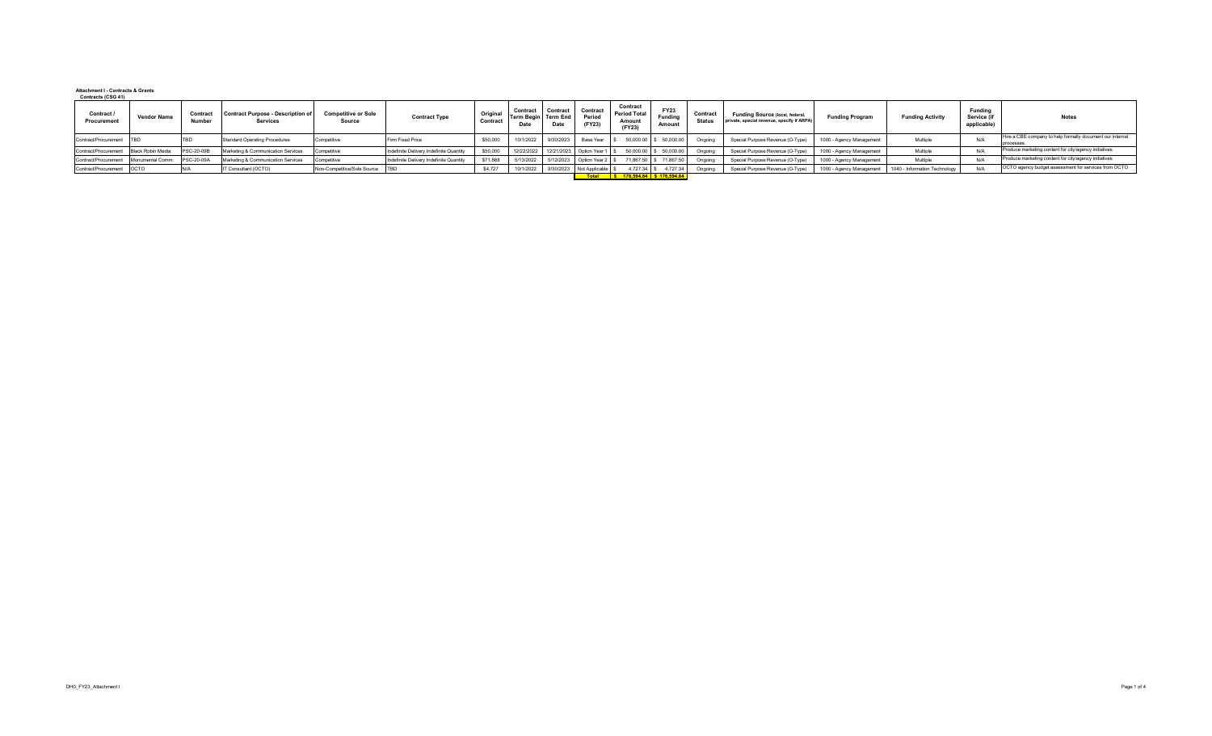**Attachment I - Contracts & Grants**

**Contracts (CSG 41)**

| Contract / Procurement | Vendor Name | Contract Number | Contract Purpose - Description of Services | Competitive or Sole Source | Contract Type | Original Contract | Contract Term Begin Date | Contract Term End Date | Contract Period (FY23) | Contract Period Total Amount (FY23) | FY23 Funding Amount | Contract Status | Funding Source (local, federal, private, special revenue, specify if ARPA) | Funding Program | Funding Activity | Funding Service (if applicable) | Notes |
|---|---|---|---|---|---|---|---|---|---|---|---|---|---|---|---|---|---|
| Contract/Procurement | TBD | TBD | Standard Operating Procedures | Competitive | Firm Fixed Price | $50,000 | 10/1/2022 | 9/30/2023 | Base Year | $ 50,000.00 | $ 50,000.00 | Ongoing | Special Purpose Revenue (O-Type) | 1000 - Agency Management | Multiple | N/A | Hire a CBE company to help formally document our internal processes. |
| Contract/Procurement | Black Robin Media | PSC-20-09B | Marketing & Communication Services | Competitive | Indefinite Delivery Indefinite Quantity | $50,000 | 12/22/2022 | 12/21/2023 | Option Year 1 | $ 50,000.00 | $ 50,000.00 | Ongoing | Special Purpose Revenue (O-Type) | 1000 - Agency Management | Multiple | N/A | Produce marketing content for city/agency initiatives |
| Contract/Procurement | Monumental Comm. | PSC-20-09A | Marketing & Communication Services | Competitive | Indefinite Delivery Indefinite Quantity | $71,868 | 5/13/2022 | 5/12/2023 | Option Year 2 | $ 71,867.50 | $ 71,867.50 | Ongoing | Special Purpose Revenue (O-Type) | 1000 - Agency Management | Multiple | N/A | Produce marketing content for city/agency initiatives |
| Contract/Procurement | OCTO | N/A | IT Consultant (OCTO) | Non-Competitive/Sole Source | TBD | $4,727 | 10/1/2022 | 9/30/2023 | Not Applicable | $ 4,727.34 | $ 4,727.34 | Ongoing | Special Purpose Revenue (O-Type) | 1000 - Agency Management | 1040 - Information Technology | N/A | OCTO agency budget assessment for services from OCTO |
| | | | | | | | | | **Total** | **$ 176,594.84** | **$ 176,594.84** | | | | | | |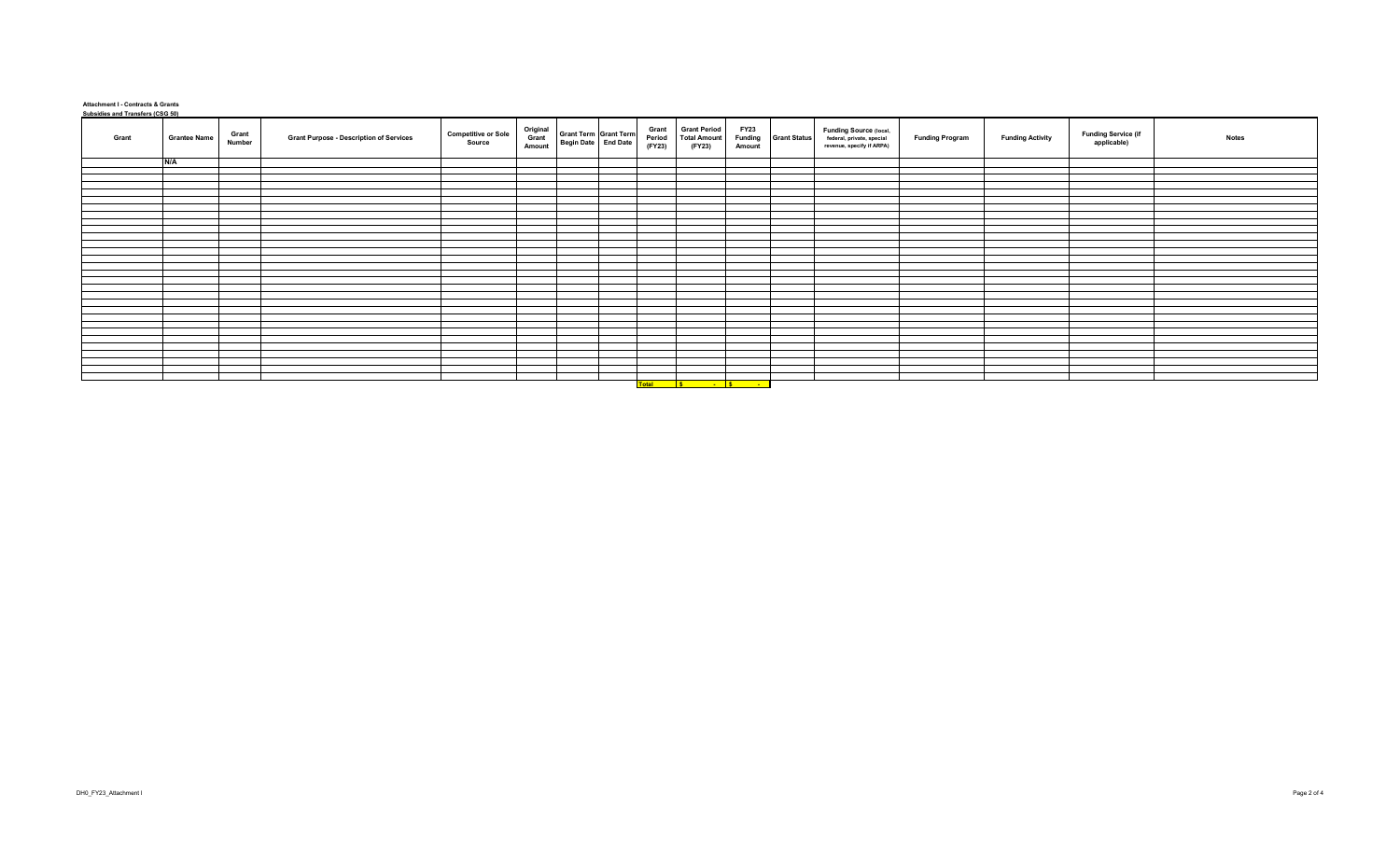**Attachment I - Contracts & Grants**

**Subsidies and Transfers (CSG 50)**

| Grant | Grantee Name | Grant Number | Grant Purpose - Description of Services | Competitive or Sole Source | Original Grant Amount | Grant Term Begin Date | Grant Term End Date | Grant Period (FY23) | Grant Period Total Amount (FY23) | FY23 Funding Amount | Grant Status | Funding Source (local, federal, private, special revenue, specify if ARPA) | Funding Program | Funding Activity | Funding Service (if applicable) | Notes |
|---|---|---|---|---|---|---|---|---|---|---|---|---|---|---|---|---|
| | N/A | | | | | | | | | | | | | | | |
| | | | | | | | | Total | $ - | $ - | | | | | | |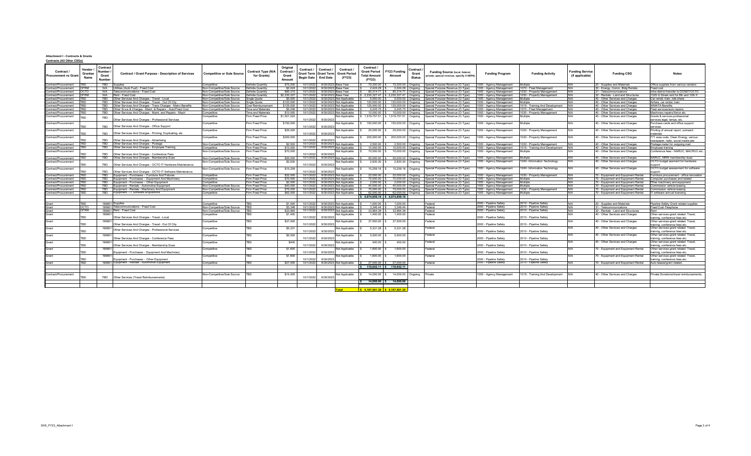**Attachment I - Contracts & Grants**

**Contracts (All Other CSGs)**

| Contract / Procurement vs Grant | Vendor / Grantee Name | Contract Number / Grant Number | Contract / Grant Purpose - Description of Services | Competitive or Sole Source | Contract Type (N/A for Grants) | Original Contract / Grant Amount | Contract / Grant Term Begin Date | Contract / Grant Term End Date | Contract / Grant Period (FY23) | Contract / Grant Period Total Amount (FY23) | FY23 Funding Amount | Contract / Grant Status | Funding Source (local, federal, private, special revenue, specify if ARPA) | Funding Program | Funding Activity | Funding Service (if applicable) | Funding CSG | Notes |
|---|---|---|---|---|---|---|---|---|---|---|---|---|---|---|---|---|---|---|
| Contract/Procurement | TBD | TBD | Supplies | Competitive | Definite Quantity | $75,200 | 10/1/2022 | 9/30/2023 | Base Year | $ 75,200.00 | $ 75,200.00 | Ongoing | Special Purpose Revenue (O-Type) | 1000 - Agency Management | Multiple | N/A | 20 - Supplies and Materials | Office supplies from various vendors |
| Contract/Procurement | OFRM | N/A | Utilities (Auto Fuel) - Fixed Cost | Non-Competitive/Sole Source | Definite Quantity | $2,424 | 10/1/2022 | 9/30/2023 | Base Year | $ 2,424.29 | $ 2,424.29 | Ongoing | Special Purpose Revenue (O-Type) | 1000 - Agency Management | 1070 - Fleet Management | N/A | 30 - Energy, Comm, Bldg Rentals | Fixed cost |
| Contract/Procurement | OCTO | N/A | Telecommunications - Fixed Cost | Non-Competitive/Sole Source | Definite Quantity | $80,315 | 10/1/2022 | 9/30/2023 | Base Year | $ 80,314.71 | $ 80,314.71 | Ongoing | Special Purpose Revenue (O-Type) | 1000 - Agency Management | 1030 - Property Management | N/A | 31 - Telecommunications | Intra-district transfer to OCNET/OCTO |
| Contract/Procurement | OFRM | N/A | Rent - Fixed Cost | Non-Competitive/Sole Source | Definite Quantity | $2,230,327 | 10/1/2022 | 9/30/2023 | Base Year | $ 2,230,327.47 | $ 2,230,327.47 | Ongoing | Special Purpose Revenue (O-Type) | 1000 - Agency Management | 1030 - Property Management | N/A | 32 - Rentals - Land and Structures | 1325 G Street rent for 8th and 10th fl |
| Contract/Procurement | TBD | TBD | Other Services And Charges - Travel - Local | Non-Competitive/Sole Source | Single Quote | $5,000 | 10/1/2022 | 9/30/2023 | Not Applicable | $ 5,000.00 | $ 5,000.00 | Ongoing | Special Purpose Revenue (O-Type) | 1000 - Agency Management | Multiple | N/A | 40 - Other Services and Charges | Car rental, train, ride share |
| Contract/Procurement | TBD | TBD | Other Services And Charges - Travel - Out Of City | Non-Competitive/Sole Source | Single Quote | $120,000 | 10/1/2022 | 9/30/2023 | Not Applicable | $ 120,000.00 | $ 120,000.00 | Ongoing | Special Purpose Revenue (O-Type) | 1000 - Agency Management | Multiple | N/A | 40 - Other Services and Charges | Airfare, car rental, train |
| Contract/Procurement | TBD | TBD | Other Services And Charges - Trans Charges - Metro Benefits | Non-Competitive/Sole Source | Cost Reimbursement | $125,000 | 10/1/2022 | 9/30/2023 | Not Applicable | $ 125,000.00 | $ 125,000.00 | Ongoing | Special Purpose Revenue (O-Type) | 1000 - Agency Management | 1015 - Training And Development | N/A | 40 - Other Services and Charges | WMATA Benefits |
| Contract/Procurement | TBD | TBD | Other Srvcs & Charges - Maint. & Repairs - Auto/Fleet Cost | Non-Competitive/Sole Source | Time and Materials | $5,246 | 10/1/2022 | 9/30/2023 | Not Applicable | $ 5,245.75 | $ 5,245.75 | Ongoing | Special Purpose Revenue (O-Type) | 1000 - Agency Management | 1070 - Fleet Management | N/A | 40 - Other Services and Charges | Fleet services/auto repairs |
| Contract/Procurement | TBD | TBD | Other Services And Charges - Maint. and Repairs - Mach | Non-Competitive/Sole Source | Time and Materials | $10,000 | 10/1/2022 | 9/30/2023 | Not Applicable | $ 10,000.00 | $ 10,000.00 | Ongoing | Special Purpose Revenue (O-Type) | 1000 - Agency Management | 1030 - Property Management | N/A | 40 - Other Services and Charges | Machinery repairs/Xerox etc. |
| Contract/Procurement | TBD | TBD | Other Services And Charges - Professional Services | Competitive | Firm Fixed Price | $1,501,522 | 10/1/2022 | 9/30/2023 | Not Applicable | $ 1,519,757.51 | $ 1,519,757.51 | Ongoing | Special Purpose Revenue (O-Type) | 1000 - Agency Management | Multiple | N/A | 40 - Other Services and Charges | Goods & services professional services,legal, temps, etc. |
| Contract/Procurement | TBD | TBD | Other Services And Charges - Office Support | Competitive | Firm Fixed Price | $150,000 | 10/1/2022 | 9/30/2023 | Not Applicable | $ 150,000.00 | $ 150,000.00 | Ongoing | Special Purpose Revenue (O-Type) | 1000 - Agency Management | Multiple | N/A | 40 - Other Services and Charges | Purchase cards and office support services. |
| Contract/Procurement | TBD | TBD | Other Services And Charges - Printing, Duplicating, etc | Competitive | Firm Fixed Price | $25,000 | 10/1/2022 | 9/30/2023 | Not Applicable | $ 25,000.00 | $ 25,000.00 | Ongoing | Special Purpose Revenue (O-Type) | 1000 - Agency Management | 1030 - Property Management | N/A | 40 - Other Services and Charges | Printing of annual report, outreach materials |
| Contract/Procurement | TBD | TBD | Other Services And Charges - Advertising | Competitive | Firm Fixed Price | $200,000 | 10/1/2022 | 9/30/2023 | Not Applicable | $ 200,000.00 | $ 200,000.00 | Ongoing | Special Purpose Revenue (O-Type) | 1000 - Agency Management | 1030 - Property Management | N/A | 40 - Other Services and Charges | 771 area code, Clean Energy, various newspaper, radio, social media ads |
| Contract/Procurement | TBD | TBD | Other Services And Charges - Postage | Non-Competitive/Sole Source | Firm Fixed Price | $2,500 | 10/1/2022 | 9/30/2023 | Not Applicable | $ 2,500.00 | $ 2,500.00 | Ongoing | Special Purpose Revenue (O-Type) | 1000 - Agency Management | 1030 - Property Management | N/A | 40 - Other Services and Charges | Postage meter for outgoing mail |
| Contract/Procurement | TBD | TBD | Other Services And Charges - Employee Training | Competitive | Firm Fixed Price | $10,000 | 10/1/2022 | 9/30/2023 | Not Applicable | $ 10,000.00 | $ 10,000.00 | Ongoing | Special Purpose Revenue (O-Type) | 1000 - Agency Management | 1015 - Training And Development | N/A | 40 - Other Services and Charges | Employee training |
| Contract/Procurement | TBD | TBD | Other Services And Charges - Conference Fees | Non-Competitive/Sole Source | Firm Fixed Price | $70,000 | 10/1/2022 | 9/30/2023 | Not Applicable | $ 70,000.00 | $ 70,000.00 | Ongoing | Special Purpose Revenue (O-Type) | 1000 - Agency Management | Multiple | N/A | 40 - Other Services and Charges | Conference fees - NARUC, MACRUC etc. |
| Contract/Procurement | TBD | TBD | Other Services And Charges - Membership Dues | Non-Competitive/Sole Source | Firm Fixed Price | $55,000 | 10/1/2022 | 9/30/2023 | Not Applicable | $ 55,000.00 | $ 55,000.00 | Ongoing | Special Purpose Revenue (O-Type) | 1000 - Agency Management | Multiple | N/A | 40 - Other Services and Charges | NARUC, NRRI membership dues |
| Contract/Procurement | TBD | TBD | Other Services And Charges - OCTO IT Hardware Maintenance | Non-Competitive/Sole Source | Firm Fixed Price | $2,830 | 10/1/2022 | 9/30/2023 | Not Applicable | $ 2,830.30 | $ 2,830.30 | Ongoing | Special Purpose Revenue (O-Type) | 1000 - Agency Management | 1040- Information Technology | N/A | 40 - Other Services and Charges | OCTO budget asement for hardware support |
| Contract/Procurement | TBD | TBD | Other Services And Charges - OCTO IT Software Maintenance | Non-Competitive/Sole Source | Firm Fixed Price | $15,259 | 10/1/2022 | 9/30/2023 | Not Applicable | $ 15,259.16 | $ 15,259.16 | Ongoing | Special Purpose Revenue (O-Type) | 1000 - Agency Management | 1040- Information Technology | N/A | 40 - Other Services and Charges | OCTO budget assessment for software support |
| Contract/Procurement | TBD | TBD | Equipment - Purchases - Furniture And Fixtures | Competitive | Firm Fixed Price | $22,000 | 10/1/2022 | 9/30/2023 | Not Applicable | $ 22,000.00 | $ 22,000.00 | Ongoing | Special Purpose Revenue (O-Type) | 1000 - Agency Management | 1030 - Property Management | N/A | 70 - Equipment and Equipment Rental | Furniture procurement - office renovation |
| Contract/Procurement | TBD | TBD | Equipment - Purchases - Equipment And Machinery | Competitive | Firm Fixed Price | $70,000 | 10/1/2022 | 9/30/2023 | Not Applicable | $ 70,000.00 | $ 70,000.00 | Ongoing | Special Purpose Revenue (O-Type) | 1000 - Agency Management | Multiple | N/A | 70 - Equipment and Equipment Rental | Computer purchases and related |
| Contract/Procurement | TBD | TBD | Equipment - Purchases - Other Equipment | Competitive | Firm Fixed Price | $2,000 | 10/1/2022 | 9/30/2023 | Not Applicable | $ 2,000.00 | $ 2,000.00 | Ongoing | Special Purpose Revenue (O-Type) | 1000 - Agency Management | Multiple | N/A | 70 - Equipment and Equipment Rental | Other machinery and equipment |
| Contract/Procurement | TBD | TBD | Equipment - Rentals - Automotive Equipment | Non-Competitive/Sole Source | Firm Fixed Price | $40,000 | 10/1/2022 | 9/30/2023 | Not Applicable | $ 40,000.00 | $ 40,000.00 | Ongoing | Special Purpose Revenue (O-Type) | 1000 - Agency Management | Multiple | N/A | 70 - Equipment and Equipment Rental | Commission vehicle leasing |
| Contract/Procurement | TBD | TBD | Equipment - Rentals - Machinery And Equipment | Non-Competitive/Sole Source | Firm Fixed Price | $75,000 | 10/1/2022 | 9/30/2023 | Not Applicable | $ 75,000.00 | $ 75,000.00 | Ongoing | Special Purpose Revenue (O-Type) | 1000 - Agency Management | 1030 - Property Management | N/A | 70 - Equipment and Equipment Rental | Commission vehicle leasing |
| Contract/Procurement | TBD | TBD | Equipment - IT Software Acquisitions | Competitive | Firm Fixed Price | $62,000 | 10/1/2022 | 9/30/2023 | Not Applicable | $ 62,000.00 | $ 62,000.00 | Ongoing | Special Purpose Revenue (O-Type) | 1000 - Agency Management | Multiple | N/A | 70 - Equipment and Equipment Rental | IT software annual licensing |
| | | | | | | | | | | $ 4,974,859.19 | $ 4,974,859.19 | | | | | | | |
| Grant | TBD | 199901 | Supplies | Competitive | TBD | $1,000 | 10/1/2022 | 9/30/2023 | Not Applicable | $ 1,000.00 | $ 1,000.00 | | Federal | 2000 - Pipeline Safety | 2010 - Pipeline Safety | N/A | 20 - Supplies and Materials | Pipeline Safety Grant related supplies |
| Grant | OCTO | 199901 | Telecommunications - Fixed Cost | Non-Competitive/Sole Source | TBD | $3,346 | 10/1/2022 | 9/30/2023 | Not Applicable | $ 3,346.44 | $ 3,346.44 | | Federal | 2000 - Pipeline Safety | 2010 - Pipeline Safety | N/A | 31 - Telecommunications | Fixed Cost-Telephone |
| Grant | OFRM | 199901 | Rent - Fixed Cost | Non-Competitive/Sole Source | TBD | $33,964 | 10/1/2022 | 9/30/2023 | Not Applicable | $ 33,964.39 | $ 33,964.39 | | Federal | 2000 - Pipeline Safety | 2010 - Pipeline Safety | N/A | 32 - Rentals - Land and Structures | Rent |
| Grant | TBD | 199901 | Other Services And Charges - Travel - Local | Competitive | TBD | $1,400 | 10/1/2022 | 9/30/2023 | Not Applicable | $ 1,400.00 | $ 1,400.00 | | Federal | 2000 - Pipeline Safety | 2010 - Pipeline Safety | N/A | 40 - Other Services and Charges | Other services-grant related: Travel, training, conference fees etc. |
| Grant | TBD | 199901 | Other Services And Charges - Travel - Out Of City | Competitive | TBD | $37,500 | 10/1/2022 | 9/30/2023 | Not Applicable | $ 37,500.00 | $ 37,500.00 | | Federal | 2000 - Pipeline Safety | 2010 - Pipeline Safety | N/A | 40 - Other Services and Charges | Other services-grant related: Travel, training, conference fees etc. |
| Grant | TBD | 199901 | Other Services And Charges - Professional Services | Competitive | TBD | $5,331 | 10/1/2022 | 9/30/2023 | Not Applicable | $ 5,331.28 | $ 5,331.28 | | Federal | 2000 - Pipeline Safety | 2010 - Pipeline Safety | N/A | 40 - Other Services and Charges | Other services-grant related: Travel, training, conference fees etc. |
| Grant | TBD | 199901 | Other Services And Charges - Conference Fees | Competitive | TBD | $5,500 | 10/1/2022 | 9/30/2023 | Not Applicable | $ 5,500.00 | $ 5,500.00 | | Federal | 2000 - Pipeline Safety | 2010 - Pipeline Safety | N/A | 40 - Other Services and Charges | Other services-grant related: Travel, training, conference fees etc. |
| Grant | TBD | 199901 | Other Services And Charges - Membership Dues | Competitive | TBD | $400 | 10/1/2022 | 9/30/2023 | Not Applicable | $ 400.00 | $ 400.00 | | Federal | 2000 - Pipeline Safety | 2010 - Pipeline Safety | N/A | 40 - Other Services and Charges | Other services-grant related: Travel, training, conference fees etc. |
| Grant | TBD | 199901 | Equipment - Purchases - Equipment And Machinery | Competitive | TBD | $1,600 | 10/1/2022 | 9/30/2023 | Not Applicable | $ 1,600.00 | $ 1,600.00 | | Federal | 2000 - Pipeline Safety | 2010 - Pipeline Safety | N/A | 70 - Equipment and Equipment Rental | Other services-grant related: Travel, training, conference fees etc. |
| Grant | TBD | 199901 | Equipment - Purchases - Other Equipment | Competitive | TBD | $1,600 | 10/1/2022 | 9/30/2023 | Not Applicable | $ 1,600.00 | $ 1,600.00 | | Federal | 2000 - Pipeline Safety | 2010 - Pipeline Safety | N/A | 70 - Equipment and Equipment Rental | Other services-grant related: Travel, training, conference fees etc. |
| Grant | TBD | 199901 | Equipment - Rentals - Automotive Equipment | Competitive | TBD | $27,000 | 10/1/2022 | 9/30/2023 | Not Applicable | $ 27,000.00 | $ 27,000.00 | | Federal | 2000 - Pipeline Safety | 2010 - Pipeline Safety | N/A | 70 - Equipment and Equipment Rental | Auto leases/grant related. |
| | | | | | | | | | | $ 118,642.11 | $ 118,642.11 | | | | | | | |
| Contract/Procurement | TBD | TBD | Other Services (Travel Reimbursements) | Non-Competitive/Sole Source | TBD | $14,000 | 10/1/2022 | 9/30/2023 | Not Applicable | $ 14,000.00 | $ 14,000.00 | Ongoing | Private | 1000 - Agency Management | 1015 - Training And Development | N/A | 40 - Other Services and Charges | Private Donations/travel reimbursements. |
| | | | | | | | | | | $ 14,000.00 | $ 14,000.00 | | | | | | | |
| | | | | | | | | | **Total** | **$ 5,107,501.30** | **$ 5,107,501.30** | | | | | | | |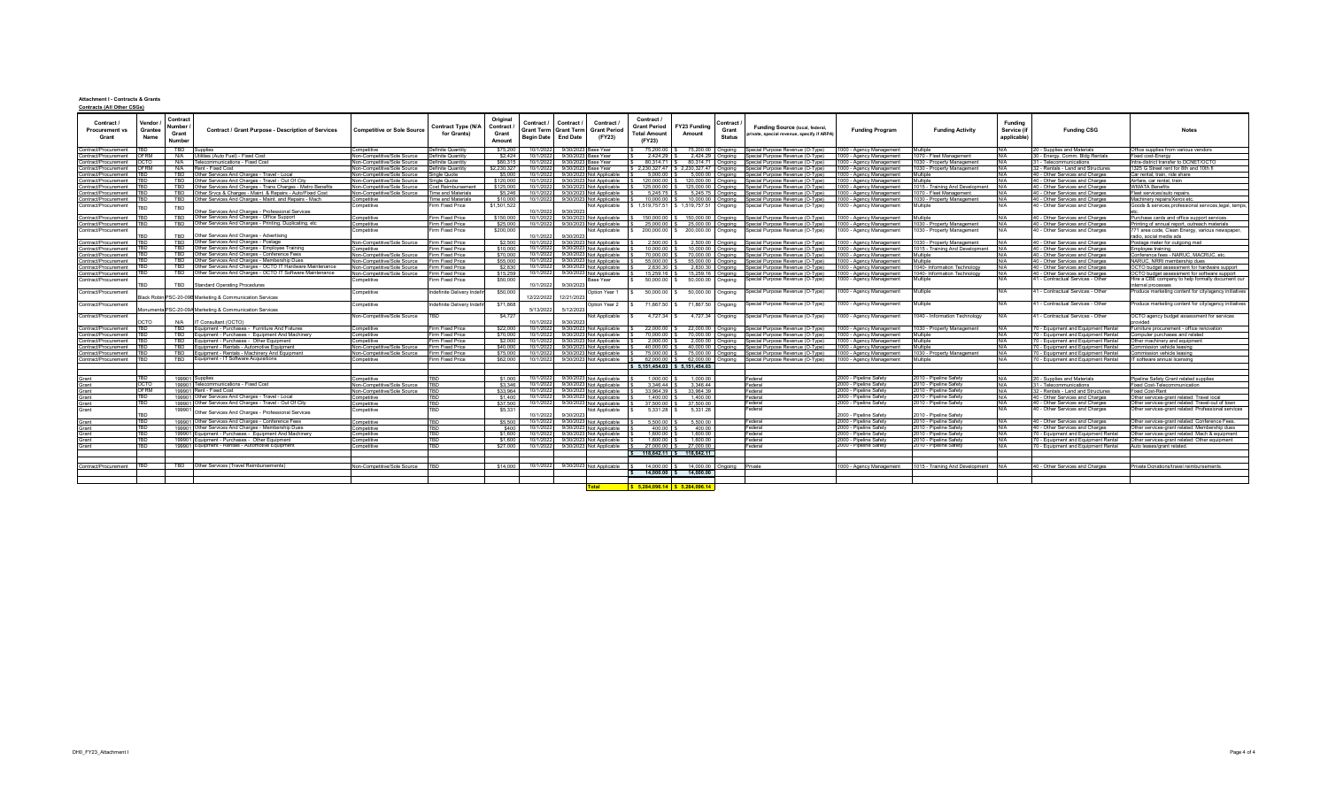**Attachment I - Contracts & Grants**

**Contracts (All Other CSGs)**

| Contract / Procurement vs Grant | Vendor / Grantee Name | Contract Number / Grant Number | Contract / Grant Purpose - Description of Services | Competitive or Sole Source | Contract Type (N/A for Grants) | Original Contract / Grant Amount | Contract / Grant Term Begin Date | Contract / Grant Term End Date | Contract / Grant Period (FY23) | Contract / Grant Period Total Amount (FY23) | FY23 Funding Amount | Contract / Grant Status | Funding Source (local, federal, private, special revenue, specify if ARPA) | Funding Program | Funding Activity | Funding Service (if applicable) | Funding CSG | Notes |
|---|---|---|---|---|---|---|---|---|---|---|---|---|---|---|---|---|---|---|
| Contract/Procurement | TBD | TBD | Supplies | Competitive | Definite Quantity | $75,200 | 10/1/2022 | 9/30/2023 | Base Year | $ 75,200.00 | $ 75,200.00 | Ongoing | Special Purpose Revenue (O-Type) | 1000 - Agency Management | Multiple | N/A | 20 - Supplies and Materials | Office supplies from various vendors |
| Contract/Procurement | OFRM | N/A | Utilities (Auto Fuel) - Fixed Cost | Non-Competitive/Sole Source | Definite Quantity | $2,424 | 10/1/2022 | 9/30/2023 | Base Year | $ 2,424.29 | $ 2,424.29 | Ongoing | Special Purpose Revenue (O-Type) | 1000 - Agency Management | 1070 - Fleet Management | N/A | 30 - Energy, Comm. Bldg Rentals | Fixed cost-Energy |
| Contract/Procurement | OCTO | N/A | Telecommunications - Fixed Cost | Non-Competitive/Sole Source | Definite Quantity | $60,315 | 10/1/2022 | 9/30/2023 | Base Year | $ 60,314.71 | $ 60,314.71 | Ongoing | Special Purpose Revenue (O-Type) | 1000 - Agency Management | 1030 - Property Management | N/A | 31 - Telecommunications | Intra-district transfer to DCNET/OCTO |
| Contract/Procurement | OFRM | N/A | Rent - Fixed Cost | Non-Competitive/Sole Source | Definite Quantity | $2,230,327 | 10/1/2022 | 9/30/2023 | Base Year | $ 2,230,327.47 | $ 2,230,327.47 | Ongoing | Special Purpose Revenue (O-Type) | 1000 - Agency Management | 1030 - Property Management | N/A | 32 - Rentals - Land and Structures | 1325 G Street rent for 8th and 10th fl |
| Contract/Procurement | TBD | TBD | Other Services And Charges - Travel - Local | Non-Competitive/Sole Source | Single Quote | $5,000 | 10/1/2022 | 9/30/2023 | Not Applicable | $ 5,000.00 | $ 5,000.00 | Ongoing | Special Purpose Revenue (O-Type) | 1000 - Agency Management | Multiple | N/A | 40 - Other Services and Charges | Car rental, train, ride share |
| Contract/Procurement | TBD | TBD | Other Services And Charges - Travel - Out Of City | Non-Competitive/Sole Source | Single Quote | $120,000 | 10/1/2022 | 9/30/2023 | Not Applicable | $ 120,000.00 | $ 120,000.00 | Ongoing | Special Purpose Revenue (O-Type) | 1000 - Agency Management | Multiple | N/A | 40 - Other Services and Charges | Airfare, car rental, train |
| Contract/Procurement | TBD | TBD | Other Services And Charges - Trans Charges - Metro Benefits | Non-Competitive/Sole Source | Cost Reimbursement | $125,000 | 10/1/2022 | 9/30/2023 | Not Applicable | $ 125,000.00 | $ 125,000.00 | Ongoing | Special Purpose Revenue (O-Type) | 1000 - Agency Management | 1015 - Training And Development | N/A | 40 - Other Services and Charges | WMATA Benefits |
| Contract/Procurement | TBD | TBD | Other Srvcs & Charges - Maint. & Repairs - Auto/Fixed Cost | Non-Competitive/Sole Source | Time and Materials | $5,246 | 10/1/2022 | 9/30/2023 | Not Applicable | $ 5,245.75 | $ 5,245.75 | Ongoing | Special Purpose Revenue (O-Type) | 1000 - Agency Management | 1070 - Fleet Management | N/A | 40 - Other Services and Charges | Fleet services/auto repairs |
| Contract/Procurement | TBD | TBD | Other Services And Charges - Maint. and Repairs - Mach | Competitive | Time and Materials | $10,000 | 10/1/2022 | 9/30/2023 | Not Applicable | $ 10,000.00 | $ 10,000.00 | Ongoing | Special Purpose Revenue (O-Type) | 1000 - Agency Management | 1030 - Property Management | N/A | 40 - Other Services and Charges | Machinery repairs/Xerox etc. |
| Contract/Procurement | TBD | TBD | Other Services And Charges - Professional Services | Competitive | Firm Fixed Price | $1,501,522 | 10/1/2022 | 9/30/2023 | Not Applicable | $ 1,519,757.51 | $ 1,519,757.51 | Ongoing | Special Purpose Revenue (O-Type) | 1000 - Agency Management | Multiple | N/A | 40 - Other Services and Charges | Goods & services professional services,legal, temps, etc. |
| Contract/Procurement | TBD | TBD | Other Services And Charges - Office Support | Competitive | Firm Fixed Price | $150,000 | 10/1/2022 | 9/30/2023 | Not Applicable | $ 150,000.00 | $ 150,000.00 | Ongoing | Special Purpose Revenue (O-Type) | 1000 - Agency Management | Multiple | N/A | 40 - Other Services and Charges | Purchase cards and office support services. |
| Contract/Procurement | TBD | TBD | Other Services And Charges - Printing, Duplicating, etc | Competitive | Firm Fixed Price | $25,000 | 10/1/2022 | 9/30/2023 | Not Applicable | $ 25,000.00 | $ 25,000.00 | Ongoing | Special Purpose Revenue (O-Type) | 1000 - Agency Management | 1030 - Property Management | N/A | 40 - Other Services and Charges | Printing of annual report, outreach materials |
| Contract/Procurement | TBD | TBD | Other Services And Charges - Advertising | Competitive | Firm Fixed Price | $200,000 | 10/1/2022 | 9/30/2023 | Not Applicable | $ 200,000.00 | $ 200,000.00 | Ongoing | Special Purpose Revenue (O-Type) | 1000 - Agency Management | 1030 - Property Management | N/A | 40 - Other Services and Charges | 771 area code, Clean Energy, various newspaper, radio, social media ads |
| Contract/Procurement | TBD | TBD | Other Services And Charges - Postage | Non-Competitive/Sole Source | Firm Fixed Price | $2,500 | 10/1/2022 | 9/30/2023 | Not Applicable | $ 2,500.00 | $ 2,500.00 | Ongoing | Special Purpose Revenue (O-Type) | 1000 - Agency Management | 1030 - Property Management | N/A | 40 - Other Services and Charges | Postage meter for outgoing mail |
| Contract/Procurement | TBD | TBD | Other Services And Charges - Employee Training | Competitive | Firm Fixed Price | $10,000 | 10/1/2022 | 9/30/2023 | Not Applicable | $ 10,000.00 | $ 10,000.00 | Ongoing | Special Purpose Revenue (O-Type) | 1000 - Agency Management | 1015 - Training And Development | N/A | 40 - Other Services and Charges | Employee training |
| Contract/Procurement | TBD | TBD | Other Services And Charges - Conference Fees | Non-Competitive/Sole Source | Firm Fixed Price | $70,000 | 10/1/2022 | 9/30/2023 | Not Applicable | $ 70,000.00 | $ 70,000.00 | Ongoing | Special Purpose Revenue (O-Type) | 1000 - Agency Management | Multiple | N/A | 40 - Other Services and Charges | Conference fees - NARUC, MACRUC, etc. |
| Contract/Procurement | TBD | TBD | Other Services And Charges - Membership Dues | Non-Competitive/Sole Source | Firm Fixed Price | $55,000 | 10/1/2022 | 9/30/2023 | Not Applicable | $ 55,000.00 | $ 55,000.00 | Ongoing | Special Purpose Revenue (O-Type) | 1000 - Agency Management | Multiple | N/A | 40 - Other Services and Charges | NARUC, NRRI membership dues |
| Contract/Procurement | TBD | TBD | Other Services And Charges - OCTO IT Hardware Maintenance | Non-Competitive/Sole Source | Firm Fixed Price | $2,830 | 10/1/2022 | 9/30/2023 | Not Applicable | $ 2,830.30 | $ 2,830.30 | Ongoing | Special Purpose Revenue (O-Type) | 1000 - Agency Management | 1040- Information Technology | N/A | 40 - Other Services and Charges | OCTO budget assessment for hardware support |
| Contract/Procurement | TBD | TBD | Other Services And Charges - OCTO IT Software Maintenance | Non-Competitive/Sole Source | Firm Fixed Price | $15,259 | 10/1/2022 | 9/30/2023 | Not Applicable | $ 15,259.16 | $ 15,259.16 | Ongoing | Special Purpose Revenue (O-Type) | 1000 - Agency Management | 1040- Information Technology | N/A | 40 - Other Services and Charges | OCTO budget assessment for software support |
| Contract/Procurement | TBD | TBD | Standard Operating Procedures | Competitive | Firm Fixed Price | $50,000 | 10/1/2022 | 9/30/2023 | Base Year | $ 50,000.00 | $ 50,000.00 | Ongoing | Special Purpose Revenue (O-Type) | 1000 - Agency Management | Multiple | N/A | 41 - Contractual Services - Other | Hire a CBE company to help formally document our internal processes |
| Contract/Procurement | Black Robin | PSC-20-098 | Marketing & Communication Services | Competitive | Indefinite Delivery Indefi | $50,000 | 12/22/2022 | 12/21/2023 | Option Year 1 | $ 50,000.00 | $ 50,000.00 | Ongoing | Special Purpose Revenue (O-Type) | 1000 - Agency Management | Multiple | N/A | 41 - Contractual Services - Other | Produce marketing content for city/agency initiatives |
| Contract/Procurement | Monumenta | PSC-20-098 | Marketing & Communication Services | Competitive | Indefinite Delivery Indefi | $71,868 | 5/13/2022 | 5/12/2023 | Option Year 2 | $ 71,867.50 | $ 71,867.50 | Ongoing | Special Purpose Revenue (O-Type) | 1000 - Agency Management | Multiple | N/A | 41 - Contractual Services - Other | Produce marketing content for city/agency initiatives |
| Contract/Procurement | OCTO | N/A | IT Consultant (OCTO) | Non-Competitive/Sole Source | TBD | $4,727 | 10/1/2022 | 9/30/2023 | Not Applicable | $ 4,727.34 | $ 4,727.34 | Ongoing | Special Purpose Revenue (O-Type) | 1000 - Agency Management | 1040 - Information Technology | N/A | 41 - Contractual Services - Other | OCTO agency budget assessment for services provided |
| Contract/Procurement | TBD | TBD | Equipment - Purchases - Furniture And Fixtures | Competitive | Firm Fixed Price | $22,000 | 10/1/2022 | 9/30/2023 | Not Applicable | $ 22,000.00 | $ 22,000.00 | Ongoing | Special Purpose Revenue (O-Type) | 1000 - Agency Management | 1030 - Property Management | N/A | 70 - Equipment and Equipment Rental | Furniture procurement - office renovation |
| Contract/Procurement | TBD | TBD | Equipment - Purchases - Equipment And Machinery | Competitive | Firm Fixed Price | $70,000 | 10/1/2022 | 9/30/2023 | Not Applicable | $ 70,000.00 | $ 70,000.00 | Ongoing | Special Purpose Revenue (O-Type) | 1000 - Agency Management | Multiple | N/A | 70 - Equipment and Equipment Rental | Computer purchases and related |
| Contract/Procurement | TBD | TBD | Equipment - Purchases - Other Equipment | Competitive | Firm Fixed Price | $2,000 | 10/1/2022 | 9/30/2023 | Not Applicable | $ 2,000.00 | $ 2,000.00 | Ongoing | Special Purpose Revenue (O-Type) | 1000 - Agency Management | Multiple | N/A | 70 - Equipment and Equipment Rental | Other machinery and equipment |
| Contract/Procurement | TBD | TBD | Equipment - Rentals - Automotive Equipment | Non-Competitive/Sole Source | Firm Fixed Price | $40,000 | 10/1/2022 | 9/30/2023 | Not Applicable | $ 40,000.00 | $ 40,000.00 | Ongoing | Special Purpose Revenue (O-Type) | 1000 - Agency Management | Multiple | N/A | 70 - Equipment and Equipment Rental | Commission vehicle leasing |
| Contract/Procurement | TBD | TBD | Equipment - Rentals - Machinery And Equipment | Non-Competitive/Sole Source | Firm Fixed Price | $75,000 | 10/1/2022 | 9/30/2023 | Not Applicable | $ 75,000.00 | $ 75,000.00 | Ongoing | Special Purpose Revenue (O-Type) | 1000 - Agency Management | 1030 - Property Management | N/A | 70 - Equipment and Equipment Rental | Commission vehicle leasing |
| Contract/Procurement | TBD | TBD | Equipment - IT Software Acquisitions | Competitive | Firm Fixed Price | $62,000 | 10/1/2022 | 9/30/2023 | Not Applicable | $ 62,000.00 | $ 62,000.00 | Ongoing | Special Purpose Revenue (O-Type) | 1000 - Agency Management | Multiple | N/A | 70 - Equipment and Equipment Rental | IT software annual licensing |
| | | | | | | | | | | $ 5,151,454.03 | $ 5,151,454.03 | | | | | | | |
| Grant | TBD | 199901 | Supplies | Competitive | TBD | $1,000 | 10/1/2022 | 9/30/2023 | Not Applicable | $ 1,000.00 | 1,000.00 | | Federal | 2000 - Pipeline Safety | 2010 - Pipeline Safety | N/A | 20 - Supplies and Materials | Pipeline Safety Grant related supplies |
| Grant | OCTO | 199901 | Telecommunications - Fixed Cost | Non-Competitive/Sole Source | TBD | $3,346 | 10/1/2022 | 9/30/2023 | Not Applicable | $ 3,346.44 | $ 3,346.44 | | Federal | 2000 - Pipeline Safety | 2010 - Pipeline Safety | N/A | 31 - Telecommunications | Fixed Cost-Telecommunication |
| Grant | OFRM | 199901 | Rent - Fixed Cost | Non-Competitive/Sole Source | TBD | $33,964 | 10/1/2022 | 9/30/2023 | Not Applicable | $ 33,964.39 | $ 33,964.39 | | Federal | 2000 - Pipeline Safety | 2010 - Pipeline Safety | N/A | 32 - Rentals - Land and Structures | Fixed Cost-Rent |
| Grant | TBD | 199901 | Other Services And Charges - Travel - Local | Competitive | TBD | $1,400 | 10/1/2022 | 9/30/2023 | Not Applicable | $ 1,400.00 | $ 1,400.00 | | Federal | 2000 - Pipeline Safety | 2010 - Pipeline Safety | N/A | 40 - Other Services and Charges | Other services-grant related: Travel local |
| Grant | TBD | 199901 | Other Services And Charges - Travel - Out Of City | Competitive | TBD | $37,500 | 10/1/2022 | 9/30/2023 | Not Applicable | $ 37,500.00 | $ 37,500.00 | | Federal | 2000 - Pipeline Safety | 2010 - Pipeline Safety | N/A | 40 - Other Services and Charges | Other services-grant related: Travel-out of town |
| Grant | TBD | 199901 | Other Services And Charges - Professional Services | Competitive | TBD | $5,331 | 10/1/2022 | 9/30/2023 | Not Applicable | $ 5,331.28 | $ 5,331.28 | | Federal | 2000 - Pipeline Safety | 2010 - Pipeline Safety | N/A | 40 - Other Services and Charges | Other services-grant related: Professional services |
| Grant | TBD | 199901 | Other Services And Charges - Conference Fees | Competitive | TBD | $5,500 | 10/1/2022 | 9/30/2023 | Not Applicable | $ 5,500.00 | $ 5,500.00 | | Federal | 2000 - Pipeline Safety | 2010 - Pipeline Safety | N/A | 40 - Other Services and Charges | Other services-grant related: Conference Fees. |
| Grant | TBD | 199901 | Other Services And Charges - Membership Dues | Competitive | TBD | $400 | 10/1/2022 | 9/30/2023 | Not Applicable | $ 400.00 | $ 400.00 | | Federal | 2000 - Pipeline Safety | 2010 - Pipeline Safety | N/A | 40 - Other Services and Charges | Other services-grant related: Membership dues |
| Grant | TBD | 199901 | Equipment - Purchases - Equipment And Machinery | Competitive | TBD | $1,600 | 10/1/2022 | 9/30/2023 | Not Applicable | $ 1,600.00 | $ 1,600.00 | | Federal | 2000 - Pipeline Safety | 2010 - Pipeline Safety | N/A | 70 - Equipment and Equipment Rental | Other services-grant related: Mach & equipment |
| Grant | TBD | 199901 | Equipment - Purchases - Other Equipment | Competitive | TBD | $1,600 | 10/1/2022 | 9/30/2023 | Not Applicable | $ 1,600.00 | $ 1,600.00 | | Federal | 2000 - Pipeline Safety | 2010 - Pipeline Safety | N/A | 70 - Equipment and Equipment Rental | Other services-grant related: Other equipment |
| Grant | TBD | 199901 | Equipment - Rentals - Automotive Equipment | Competitive | TBD | $27,000 | 10/1/2022 | 9/30/2023 | Not Applicable | $ 27,000.00 | $ 27,000.00 | | Federal | 2000 - Pipeline Safety | 2010 - Pipeline Safety | N/A | 70 - Equipment and Equipment Rental | Auto leases/grant related. |
| | | | | | | | | | | $ 118,642.11 | $ 118,642.11 | | | | | | | |
| Contract/Procurement | TBD | TBD | Other Services (Travel Reimbursements) | Non-Competitive/Sole Source | TBD | $14,000 | 10/1/2022 | 9/30/2023 | Not Applicable | $ 14,000.00 | $ 14,000.00 | Ongoing | Private | 1000 - Agency Management | 1015 - Training And Development | N/A | 40 - Other Services and Charges | Private Donations/travel reimbursements. |
| | | | | | | | | | | $ 14,000.00 | $ 14,000.00 | | | | | | | |
| | | | | | | | | | Total | $ 5,284,096.14 | $ 5,284,096.14 | | | | | | | |